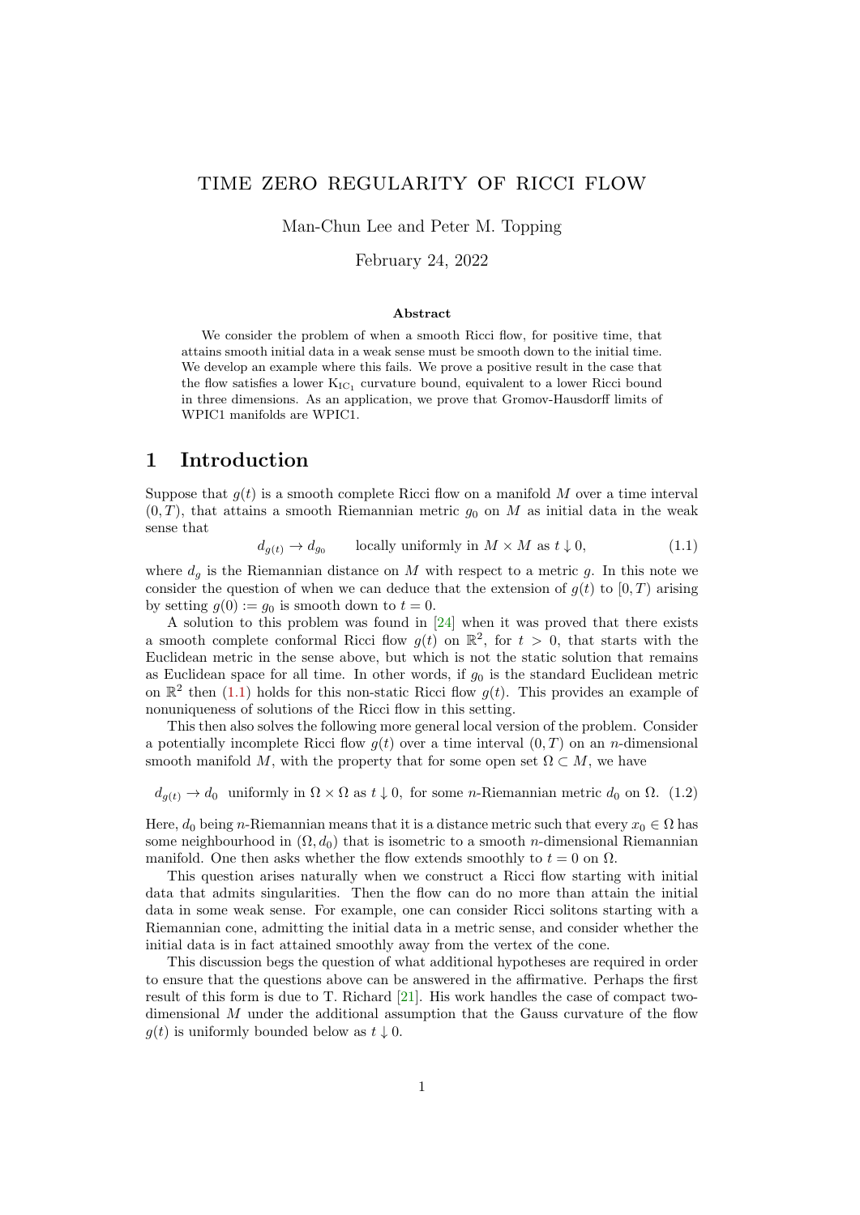# TIME ZERO REGULARITY OF RICCI FLOW

Man-Chun Lee and Peter M. Topping

February 24, 2022

### Abstract

We consider the problem of when a smooth Ricci flow, for positive time, that attains smooth initial data in a weak sense must be smooth down to the initial time. We develop an example where this fails. We prove a positive result in the case that the flow satisfies a lower $\mathrm{K}_{\mathrm{IC}_1}$ curvature bound, equivalent to a lower Ricci bound in three dimensions. As an application, we prove that Gromov-Hausdorff limits of WPIC1 manifolds are WPIC1.

## 1 Introduction

Suppose that $g(t)$ is a smooth complete Ricci flow on a manifold $M$ over a time interval $(0, T)$, that attains a smooth Riemannian metric $g_0$ on $M$ as initial data in the weak sense that

$$d_{g(t)} \to d_{g_0} \qquad \text{locally uniformly in } M \times M \text{ as } t \downarrow 0, \tag{1.1}$$

where $d_g$ is the Riemannian distance on $M$ with respect to a metric $g$. In this note we consider the question of when we can deduce that the extension of $g(t)$ to $[0, T)$ arising by setting $g(0) := g_0$ is smooth down to $t = 0$.

A solution to this problem was found in [24] when it was proved that there exists a smooth complete conformal Ricci flow $g(t)$ on $\mathbb{R}^2$, for $t > 0$, that starts with the Euclidean metric in the sense above, but which is not the static solution that remains as Euclidean space for all time. In other words, if $g_0$ is the standard Euclidean metric on $\mathbb{R}^2$ then (1.1) holds for this non-static Ricci flow $g(t)$. This provides an example of nonuniqueness of solutions of the Ricci flow in this setting.

This then also solves the following more general local version of the problem. Consider a potentially incomplete Ricci flow $g(t)$ over a time interval $(0, T)$ on an $n$-dimensional smooth manifold $M$, with the property that for some open set $\Omega \subset M$, we have

$$d_{g(t)} \to d_0 \;\; \text{uniformly in } \Omega \times \Omega \text{ as } t \downarrow 0, \text{ for some } n\text{-Riemannian metric } d_0 \text{ on } \Omega. \tag{1.2}$$

Here, $d_0$ being $n$-Riemannian means that it is a distance metric such that every $x_0 \in \Omega$ has some neighbourhood in $(\Omega, d_0)$ that is isometric to a smooth $n$-dimensional Riemannian manifold. One then asks whether the flow extends smoothly to $t = 0$ on $\Omega$.

This question arises naturally when we construct a Ricci flow starting with initial data that admits singularities. Then the flow can do no more than attain the initial data in some weak sense. For example, one can consider Ricci solitons starting with a Riemannian cone, admitting the initial data in a metric sense, and consider whether the initial data is in fact attained smoothly away from the vertex of the cone.

This discussion begs the question of what additional hypotheses are required in order to ensure that the questions above can be answered in the affirmative. Perhaps the first result of this form is due to T. Richard [21]. His work handles the case of compact two-dimensional $M$ under the additional assumption that the Gauss curvature of the flow $g(t)$ is uniformly bounded below as $t \downarrow 0$.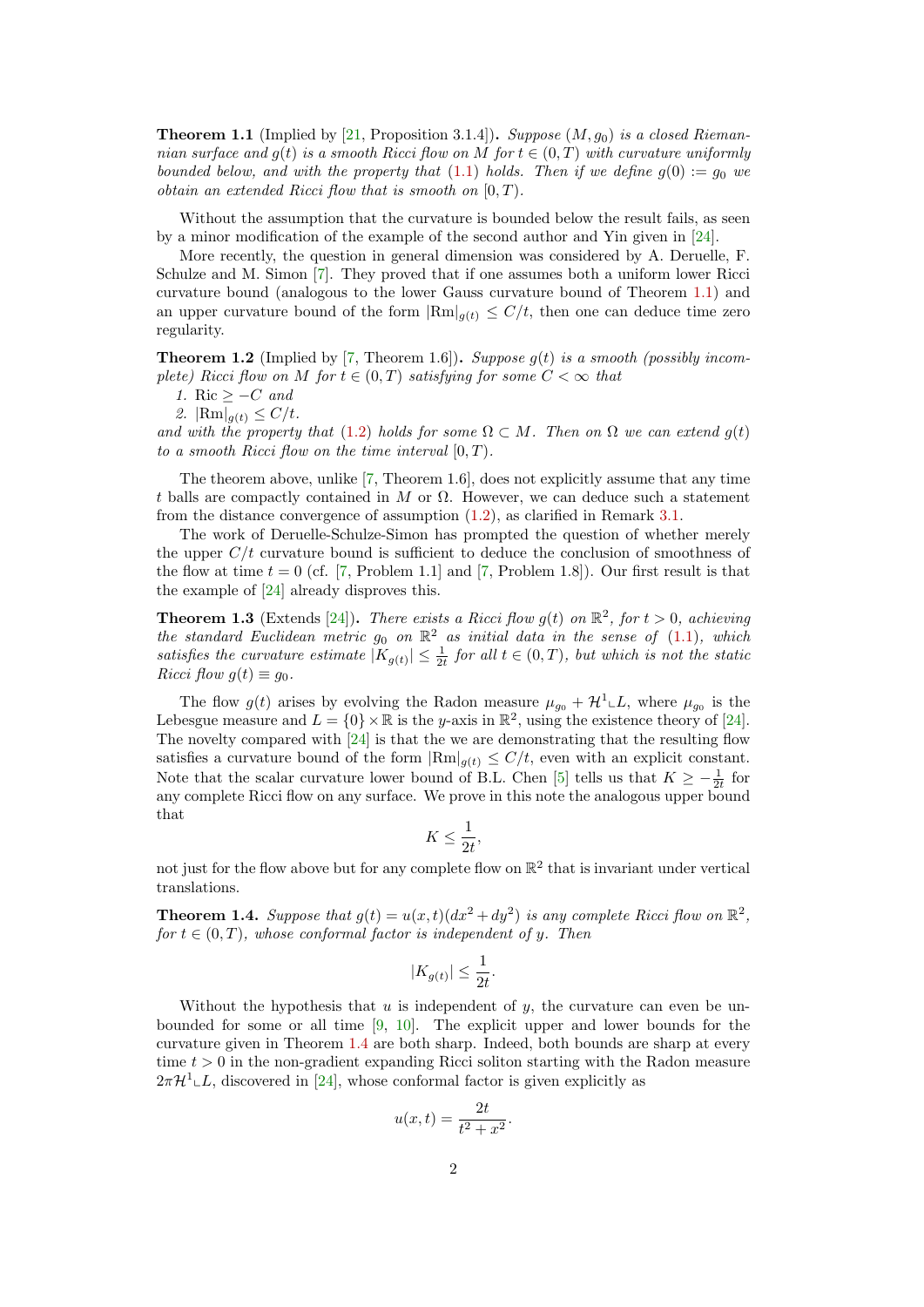**Theorem 1.1** (Implied by [21, Proposition 3.1.4])**.** *Suppose $(M, g_0)$ is a closed Riemannian surface and $g(t)$ is a smooth Ricci flow on $M$ for $t \in (0,T)$ with curvature uniformly bounded below, and with the property that (1.1) holds. Then if we define $g(0) := g_0$ we obtain an extended Ricci flow that is smooth on $[0,T)$.*

Without the assumption that the curvature is bounded below the result fails, as seen by a minor modification of the example of the second author and Yin given in [24].

More recently, the question in general dimension was considered by A. Deruelle, F. Schulze and M. Simon [7]. They proved that if one assumes both a uniform lower Ricci curvature bound (analogous to the lower Gauss curvature bound of Theorem 1.1) and an upper curvature bound of the form $|\mathrm{Rm}|_{g(t)} \leq C/t$, then one can deduce time zero regularity.

**Theorem 1.2** (Implied by [7, Theorem 1.6])**.** *Suppose $g(t)$ is a smooth (possibly incomplete) Ricci flow on $M$ for $t \in (0,T)$ satisfying for some $C < \infty$ that*

1. $\mathrm{Ric} \geq -C$ *and*
2. $|\mathrm{Rm}|_{g(t)} \leq C/t$.

*and with the property that (1.2) holds for some $\Omega \subset M$. Then on $\Omega$ we can extend $g(t)$ to a smooth Ricci flow on the time interval $[0,T)$.*

The theorem above, unlike [7, Theorem 1.6], does not explicitly assume that any time $t$ balls are compactly contained in $M$ or $\Omega$. However, we can deduce such a statement from the distance convergence of assumption (1.2), as clarified in Remark 3.1.

The work of Deruelle-Schulze-Simon has prompted the question of whether merely the upper $C/t$ curvature bound is sufficient to deduce the conclusion of smoothness of the flow at time $t = 0$ (cf. [7, Problem 1.1] and [7, Problem 1.8]). Our first result is that the example of [24] already disproves this.

**Theorem 1.3** (Extends [24])**.** *There exists a Ricci flow $g(t)$ on $\mathbb{R}^2$, for $t > 0$, achieving the standard Euclidean metric $g_0$ on $\mathbb{R}^2$ as initial data in the sense of (1.1), which satisfies the curvature estimate $|K_{g(t)}| \leq \frac{1}{2t}$ for all $t \in (0,T)$, but which is not the static Ricci flow $g(t) \equiv g_0$.*

The flow $g(t)$ arises by evolving the Radon measure $\mu_{g_0} + \mathcal{H}^1 \llcorner L$, where $\mu_{g_0}$ is the Lebesgue measure and $L = \{0\} \times \mathbb{R}$ is the $y$-axis in $\mathbb{R}^2$, using the existence theory of [24]. The novelty compared with [24] is that the we are demonstrating that the resulting flow satisfies a curvature bound of the form $|\mathrm{Rm}|_{g(t)} \leq C/t$, even with an explicit constant. Note that the scalar curvature lower bound of B.L. Chen [5] tells us that $K \geq -\frac{1}{2t}$ for any complete Ricci flow on any surface. We prove in this note the analogous upper bound that

$$K \leq \frac{1}{2t},$$

not just for the flow above but for any complete flow on $\mathbb{R}^2$ that is invariant under vertical translations.

**Theorem 1.4.** *Suppose that $g(t) = u(x,t)(dx^2 + dy^2)$ is any complete Ricci flow on $\mathbb{R}^2$, for $t \in (0,T)$, whose conformal factor is independent of $y$. Then*

$$|K_{g(t)}| \leq \frac{1}{2t}.$$

Without the hypothesis that $u$ is independent of $y$, the curvature can even be unbounded for some or all time [9, 10]. The explicit upper and lower bounds for the curvature given in Theorem 1.4 are both sharp. Indeed, both bounds are sharp at every time $t > 0$ in the non-gradient expanding Ricci soliton starting with the Radon measure $2\pi\mathcal{H}^1 \llcorner L$, discovered in [24], whose conformal factor is given explicitly as

$$u(x,t) = \frac{2t}{t^2 + x^2}.$$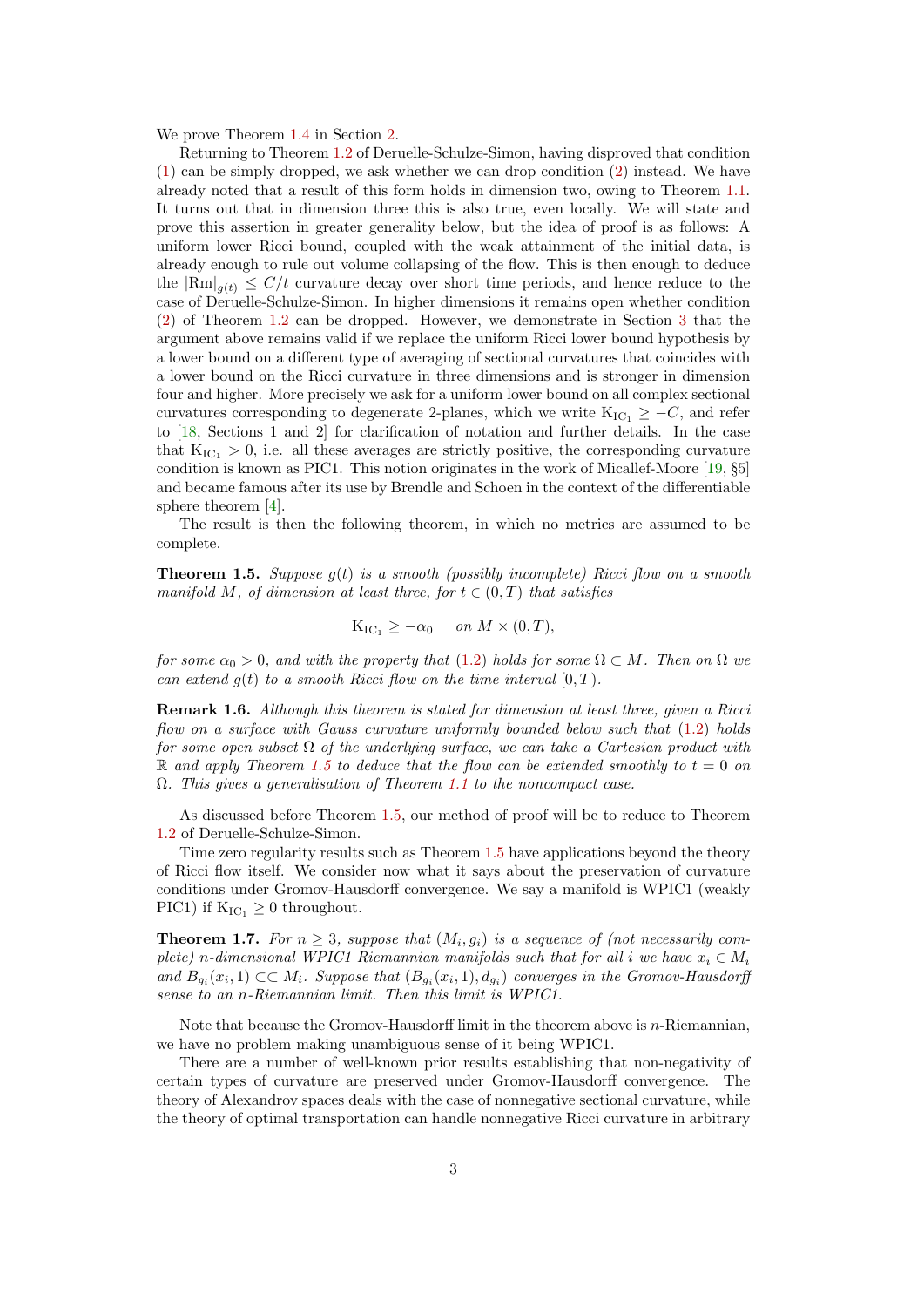We prove Theorem 1.4 in Section 2.

Returning to Theorem 1.2 of Deruelle-Schulze-Simon, having disproved that condition (1) can be simply dropped, we ask whether we can drop condition (2) instead. We have already noted that a result of this form holds in dimension two, owing to Theorem 1.1. It turns out that in dimension three this is also true, even locally. We will state and prove this assertion in greater generality below, but the idea of proof is as follows: A uniform lower Ricci bound, coupled with the weak attainment of the initial data, is already enough to rule out volume collapsing of the flow. This is then enough to deduce the $|\mathrm{Rm}|_{g(t)} \leq C/t$ curvature decay over short time periods, and hence reduce to the case of Deruelle-Schulze-Simon. In higher dimensions it remains open whether condition (2) of Theorem 1.2 can be dropped. However, we demonstrate in Section 3 that the argument above remains valid if we replace the uniform Ricci lower bound hypothesis by a lower bound on a different type of averaging of sectional curvatures that coincides with a lower bound on the Ricci curvature in three dimensions and is stronger in dimension four and higher. More precisely we ask for a uniform lower bound on all complex sectional curvatures corresponding to degenerate 2-planes, which we write $\mathrm{K}_{\mathrm{IC}_1} \geq -C$, and refer to [18, Sections 1 and 2] for clarification of notation and further details. In the case that $\mathrm{K}_{\mathrm{IC}_1} > 0$, i.e. all these averages are strictly positive, the corresponding curvature condition is known as PIC1. This notion originates in the work of Micallef-Moore [19, §5] and became famous after its use by Brendle and Schoen in the context of the differentiable sphere theorem [4].

The result is then the following theorem, in which no metrics are assumed to be complete.

**Theorem 1.5.** *Suppose $g(t)$ is a smooth (possibly incomplete) Ricci flow on a smooth manifold $M$, of dimension at least three, for $t \in (0, T)$ that satisfies*

$$\mathrm{K}_{\mathrm{IC}_1} \geq -\alpha_0 \quad \text{ on } M \times (0, T),$$

*for some $\alpha_0 > 0$, and with the property that (1.2) holds for some $\Omega \subset M$. Then on $\Omega$ we can extend $g(t)$ to a smooth Ricci flow on the time interval $[0, T)$.*

**Remark 1.6.** *Although this theorem is stated for dimension at least three, given a Ricci flow on a surface with Gauss curvature uniformly bounded below such that (1.2) holds for some open subset $\Omega$ of the underlying surface, we can take a Cartesian product with $\mathbb{R}$ and apply Theorem 1.5 to deduce that the flow can be extended smoothly to $t = 0$ on $\Omega$. This gives a generalisation of Theorem 1.1 to the noncompact case.*

As discussed before Theorem 1.5, our method of proof will be to reduce to Theorem 1.2 of Deruelle-Schulze-Simon.

Time zero regularity results such as Theorem 1.5 have applications beyond the theory of Ricci flow itself. We consider now what it says about the preservation of curvature conditions under Gromov-Hausdorff convergence. We say a manifold is WPIC1 (weakly PIC1) if $\mathrm{K}_{\mathrm{IC}_1} \geq 0$ throughout.

**Theorem 1.7.** *For $n \geq 3$, suppose that $(M_i, g_i)$ is a sequence of (not necessarily complete) $n$-dimensional WPIC1 Riemannian manifolds such that for all $i$ we have $x_i \in M_i$ and $B_{g_i}(x_i, 1) \subset\subset M_i$. Suppose that $(B_{g_i}(x_i, 1), d_{g_i})$ converges in the Gromov-Hausdorff sense to an $n$-Riemannian limit. Then this limit is WPIC1.*

Note that because the Gromov-Hausdorff limit in the theorem above is $n$-Riemannian, we have no problem making unambiguous sense of it being WPIC1.

There are a number of well-known prior results establishing that non-negativity of certain types of curvature are preserved under Gromov-Hausdorff convergence. The theory of Alexandrov spaces deals with the case of nonnegative sectional curvature, while the theory of optimal transportation can handle nonnegative Ricci curvature in arbitrary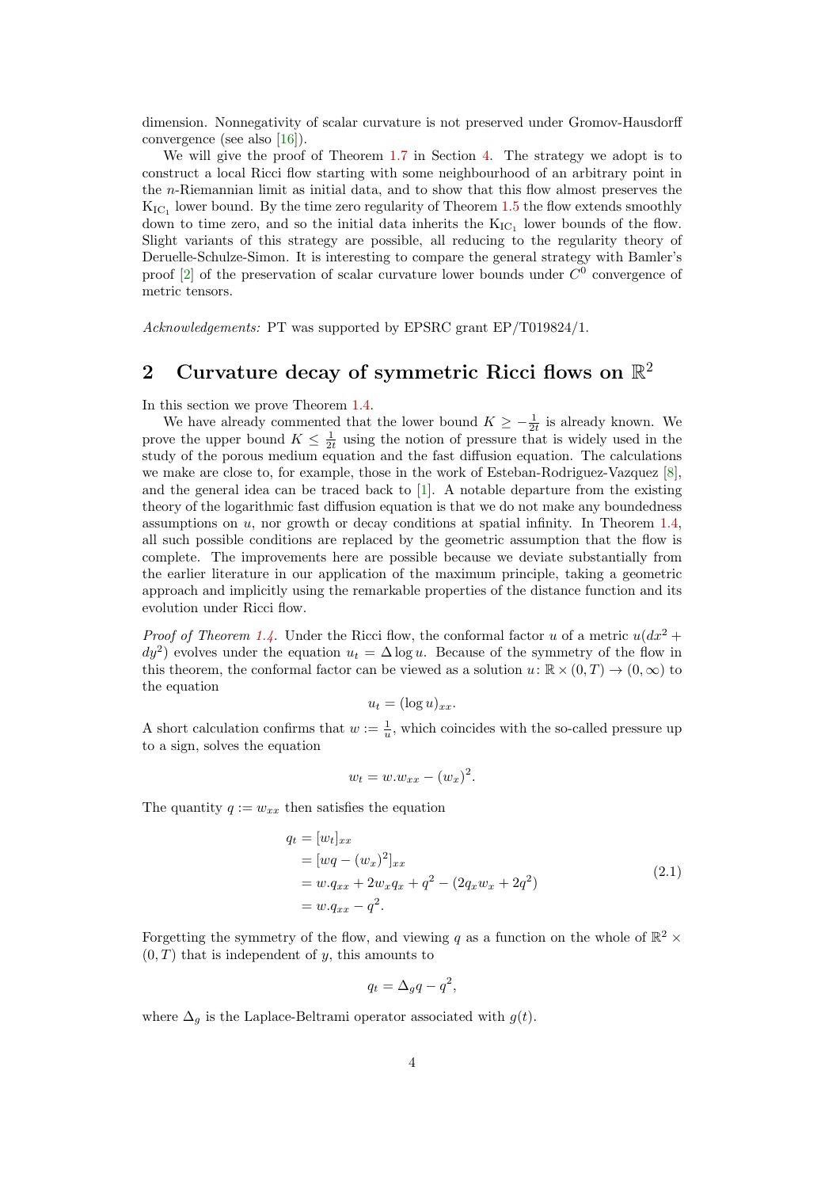dimension. Nonnegativity of scalar curvature is not preserved under Gromov-Hausdorff convergence (see also [16]).

We will give the proof of Theorem 1.7 in Section 4. The strategy we adopt is to construct a local Ricci flow starting with some neighbourhood of an arbitrary point in the $n$-Riemannian limit as initial data, and to show that this flow almost preserves the $\mathrm{K}_{\mathrm{IC}_1}$ lower bound. By the time zero regularity of Theorem 1.5 the flow extends smoothly down to time zero, and so the initial data inherits the $\mathrm{K}_{\mathrm{IC}_1}$ lower bounds of the flow. Slight variants of this strategy are possible, all reducing to the regularity theory of Deruelle-Schulze-Simon. It is interesting to compare the general strategy with Bamler's proof [2] of the preservation of scalar curvature lower bounds under $C^0$ convergence of metric tensors.

*Acknowledgements:* PT was supported by EPSRC grant EP/T019824/1.

## 2 Curvature decay of symmetric Ricci flows on $\mathbb{R}^2$

In this section we prove Theorem 1.4.

We have already commented that the lower bound $K \geq -\frac{1}{2t}$ is already known. We prove the upper bound $K \leq \frac{1}{2t}$ using the notion of pressure that is widely used in the study of the porous medium equation and the fast diffusion equation. The calculations we make are close to, for example, those in the work of Esteban-Rodriguez-Vazquez [8], and the general idea can be traced back to [1]. A notable departure from the existing theory of the logarithmic fast diffusion equation is that we do not make any boundedness assumptions on $u$, nor growth or decay conditions at spatial infinity. In Theorem 1.4, all such possible conditions are replaced by the geometric assumption that the flow is complete. The improvements here are possible because we deviate substantially from the earlier literature in our application of the maximum principle, taking a geometric approach and implicitly using the remarkable properties of the distance function and its evolution under Ricci flow.

*Proof of Theorem 1.4.* Under the Ricci flow, the conformal factor $u$ of a metric $u(dx^2 + dy^2)$ evolves under the equation $u_t = \Delta \log u$. Because of the symmetry of the flow in this theorem, the conformal factor can be viewed as a solution $u\colon \mathbb{R} \times (0,T) \to (0,\infty)$ to the equation

$$u_t = (\log u)_{xx}.$$

A short calculation confirms that $w := \frac{1}{u}$, which coincides with the so-called pressure up to a sign, solves the equation

$$w_t = w.w_{xx} - (w_x)^2.$$

The quantity $q := w_{xx}$ then satisfies the equation

$$\begin{aligned} q_t &= [w_t]_{xx} \\ &= [wq - (w_x)^2]_{xx} \\ &= w.q_{xx} + 2w_x q_x + q^2 - (2q_x w_x + 2q^2) \\ &= w.q_{xx} - q^2. \end{aligned} \tag{2.1}$$

Forgetting the symmetry of the flow, and viewing $q$ as a function on the whole of $\mathbb{R}^2 \times (0,T)$ that is independent of $y$, this amounts to

$$q_t = \Delta_g q - q^2,$$

where $\Delta_g$ is the Laplace-Beltrami operator associated with $g(t)$.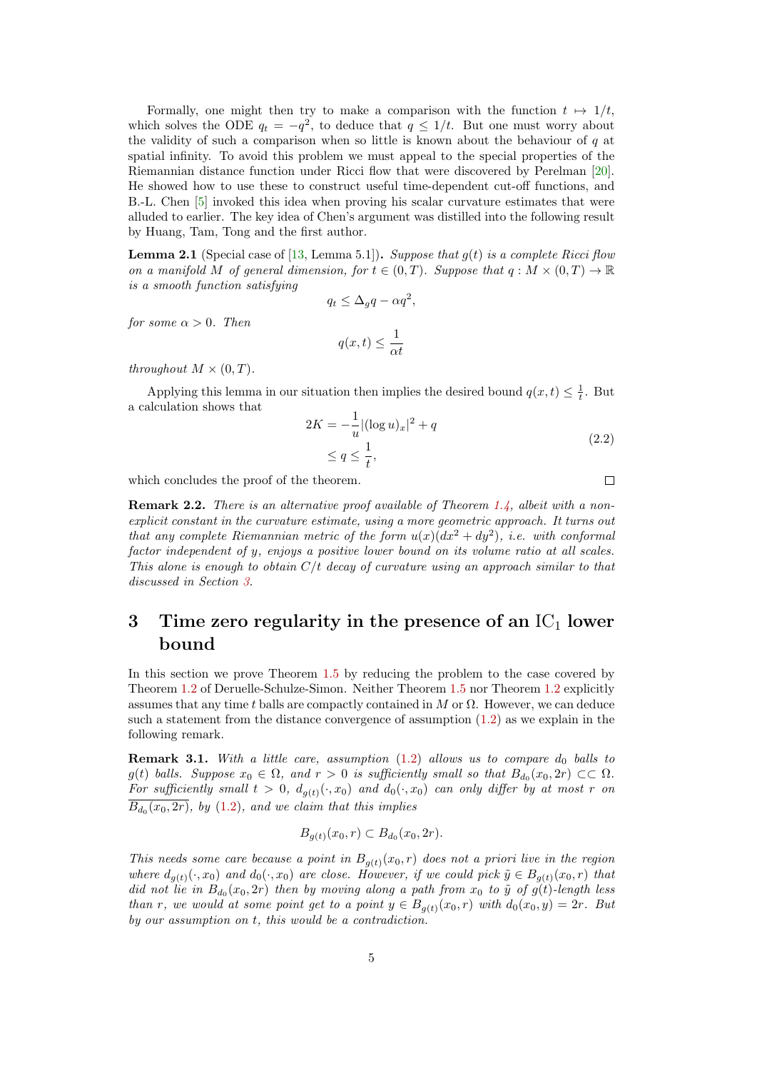Formally, one might then try to make a comparison with the function $t \mapsto 1/t$, which solves the ODE $q_t = -q^2$, to deduce that $q \leq 1/t$. But one must worry about the validity of such a comparison when so little is known about the behaviour of $q$ at spatial infinity. To avoid this problem we must appeal to the special properties of the Riemannian distance function under Ricci flow that were discovered by Perelman [20]. He showed how to use these to construct useful time-dependent cut-off functions, and B.-L. Chen [5] invoked this idea when proving his scalar curvature estimates that were alluded to earlier. The key idea of Chen's argument was distilled into the following result by Huang, Tam, Tong and the first author.

**Lemma 2.1** (Special case of [13, Lemma 5.1])**.** *Suppose that $g(t)$ is a complete Ricci flow on a manifold $M$ of general dimension, for $t \in (0,T)$. Suppose that $q : M \times (0,T) \to \mathbb{R}$ is a smooth function satisfying*

$$q_t \leq \Delta_g q - \alpha q^2,$$

*for some $\alpha > 0$. Then*

$$q(x,t) \leq \frac{1}{\alpha t}$$

*throughout $M \times (0,T)$.*

Applying this lemma in our situation then implies the desired bound $q(x,t) \leq \frac{1}{t}$. But a calculation shows that

$$\begin{aligned} 2K &= -\frac{1}{u}|(\log u)_x|^2 + q \\ &\leq q \leq \frac{1}{t}, \end{aligned} \tag{2.2}$$

which concludes the proof of the theorem. □

**Remark 2.2.** *There is an alternative proof available of Theorem 1.4, albeit with a non-explicit constant in the curvature estimate, using a more geometric approach. It turns out that any complete Riemannian metric of the form $u(x)(dx^2 + dy^2)$, i.e. with conformal factor independent of $y$, enjoys a positive lower bound on its volume ratio at all scales. This alone is enough to obtain $C/t$ decay of curvature using an approach similar to that discussed in Section 3.*

# 3 Time zero regularity in the presence of an $\mathrm{IC}_1$ lower bound

In this section we prove Theorem 1.5 by reducing the problem to the case covered by Theorem 1.2 of Deruelle-Schulze-Simon. Neither Theorem 1.5 nor Theorem 1.2 explicitly assumes that any time $t$ balls are compactly contained in $M$ or $\Omega$. However, we can deduce such a statement from the distance convergence of assumption (1.2) as we explain in the following remark.

**Remark 3.1.** *With a little care, assumption (1.2) allows us to compare $d_0$ balls to $g(t)$ balls. Suppose $x_0 \in \Omega$, and $r > 0$ is sufficiently small so that $B_{d_0}(x_0, 2r) \subset\subset \Omega$. For sufficiently small $t > 0$, $d_{g(t)}(\cdot, x_0)$ and $d_0(\cdot, x_0)$ can only differ by at most $r$ on $\overline{B_{d_0}(x_0, 2r)}$, by (1.2), and we claim that this implies*

$$B_{g(t)}(x_0, r) \subset B_{d_0}(x_0, 2r).$$

*This needs some care because a point in $B_{g(t)}(x_0, r)$ does not a priori live in the region where $d_{g(t)}(\cdot, x_0)$ and $d_0(\cdot, x_0)$ are close. However, if we could pick $\tilde{y} \in B_{g(t)}(x_0, r)$ that did not lie in $B_{d_0}(x_0, 2r)$ then by moving along a path from $x_0$ to $\tilde{y}$ of $g(t)$-length less than $r$, we would at some point get to a point $y \in B_{g(t)}(x_0, r)$ with $d_0(x_0, y) = 2r$. But by our assumption on $t$, this would be a contradiction.*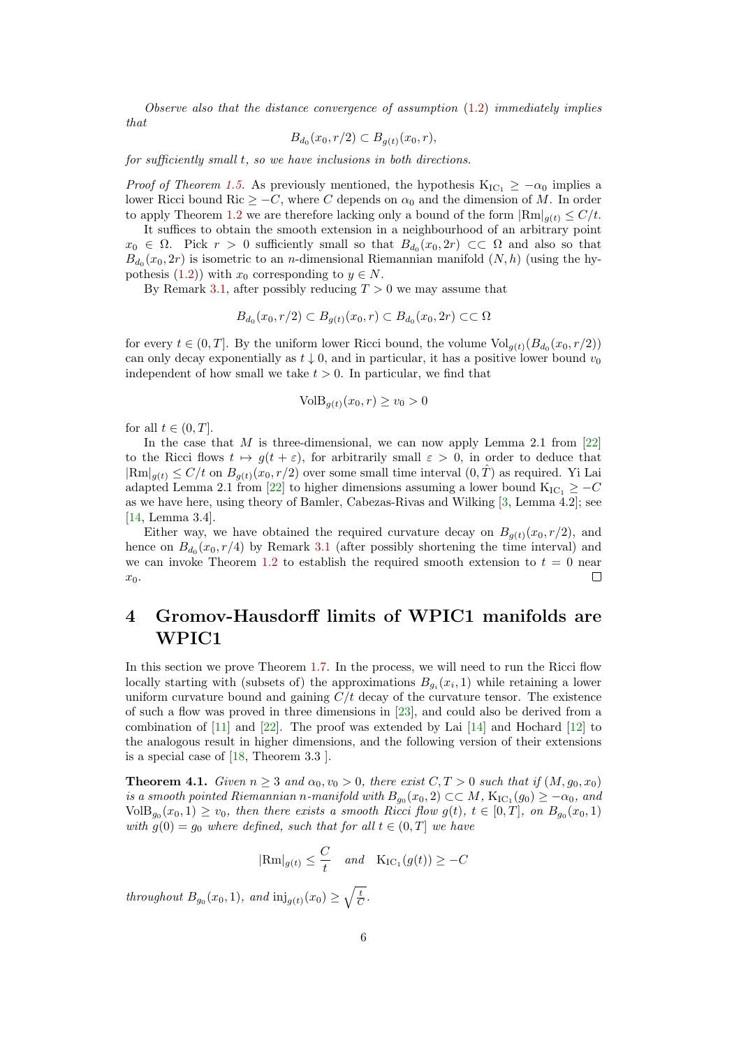*Observe also that the distance convergence of assumption (1.2) immediately implies that*

$$B_{d_0}(x_0, r/2) \subset B_{g(t)}(x_0, r),$$

*for sufficiently small $t$, so we have inclusions in both directions.*

*Proof of Theorem 1.5.* As previously mentioned, the hypothesis $\mathrm{K}_{\mathrm{IC}_1} \geq -\alpha_0$ implies a lower Ricci bound $\mathrm{Ric} \geq -C$, where $C$ depends on $\alpha_0$ and the dimension of $M$. In order to apply Theorem 1.2 we are therefore lacking only a bound of the form $|\mathrm{Rm}|_{g(t)} \leq C/t$.

It suffices to obtain the smooth extension in a neighbourhood of an arbitrary point $x_0 \in \Omega$. Pick $r > 0$ sufficiently small so that $B_{d_0}(x_0, 2r) \subset\subset \Omega$ and also so that $B_{d_0}(x_0, 2r)$ is isometric to an $n$-dimensional Riemannian manifold $(N, h)$ (using the hypothesis (1.2)) with $x_0$ corresponding to $y \in N$.

By Remark 3.1, after possibly reducing $T > 0$ we may assume that

$$B_{d_0}(x_0, r/2) \subset B_{g(t)}(x_0, r) \subset B_{d_0}(x_0, 2r) \subset\subset \Omega$$

for every $t \in (0, T]$. By the uniform lower Ricci bound, the volume $\mathrm{Vol}_{g(t)}(B_{d_0}(x_0, r/2))$ can only decay exponentially as $t \downarrow 0$, and in particular, it has a positive lower bound $v_0$ independent of how small we take $t > 0$. In particular, we find that

$$\mathrm{VolB}_{g(t)}(x_0, r) \geq v_0 > 0$$

for all $t \in (0, T]$.

In the case that $M$ is three-dimensional, we can now apply Lemma 2.1 from [22] to the Ricci flows $t \mapsto g(t + \varepsilon)$, for arbitrarily small $\varepsilon > 0$, in order to deduce that $|\mathrm{Rm}|_{g(t)} \leq C/t$ on $B_{g(t)}(x_0, r/2)$ over some small time interval $(0, \hat{T})$ as required. Yi Lai adapted Lemma 2.1 from [22] to higher dimensions assuming a lower bound $\mathrm{K}_{\mathrm{IC}_1} \geq -C$ as we have here, using theory of Bamler, Cabezas-Rivas and Wilking [3, Lemma 4.2]; see [14, Lemma 3.4].

Either way, we have obtained the required curvature decay on $B_{g(t)}(x_0, r/2)$, and hence on $B_{d_0}(x_0, r/4)$ by Remark 3.1 (after possibly shortening the time interval) and we can invoke Theorem 1.2 to establish the required smooth extension to $t = 0$ near $x_0$. □

# 4 Gromov-Hausdorff limits of WPIC1 manifolds are WPIC1

In this section we prove Theorem 1.7. In the process, we will need to run the Ricci flow locally starting with (subsets of) the approximations $B_{g_i}(x_i, 1)$ while retaining a lower uniform curvature bound and gaining $C/t$ decay of the curvature tensor. The existence of such a flow was proved in three dimensions in [23], and could also be derived from a combination of [11] and [22]. The proof was extended by Lai [14] and Hochard [12] to the analogous result in higher dimensions, and the following version of their extensions is a special case of [18, Theorem 3.3 ].

**Theorem 4.1.** *Given $n \geq 3$ and $\alpha_0, v_0 > 0$, there exist $C, T > 0$ such that if $(M, g_0, x_0)$ is a smooth pointed Riemannian $n$-manifold with $B_{g_0}(x_0, 2) \subset\subset M$, $\mathrm{K}_{\mathrm{IC}_1}(g_0) \geq -\alpha_0$, and $\mathrm{VolB}_{g_0}(x_0, 1) \geq v_0$, then there exists a smooth Ricci flow $g(t)$, $t \in [0, T]$, on $B_{g_0}(x_0, 1)$ with $g(0) = g_0$ where defined, such that for all $t \in (0, T]$ we have*

$$|\mathrm{Rm}|_{g(t)} \leq \frac{C}{t} \quad \textit{and} \quad \mathrm{K}_{\mathrm{IC}_1}(g(t)) \geq -C$$

*throughout $B_{g_0}(x_0, 1)$, and $\mathrm{inj}_{g(t)}(x_0) \geq \sqrt{\frac{t}{C}}$.*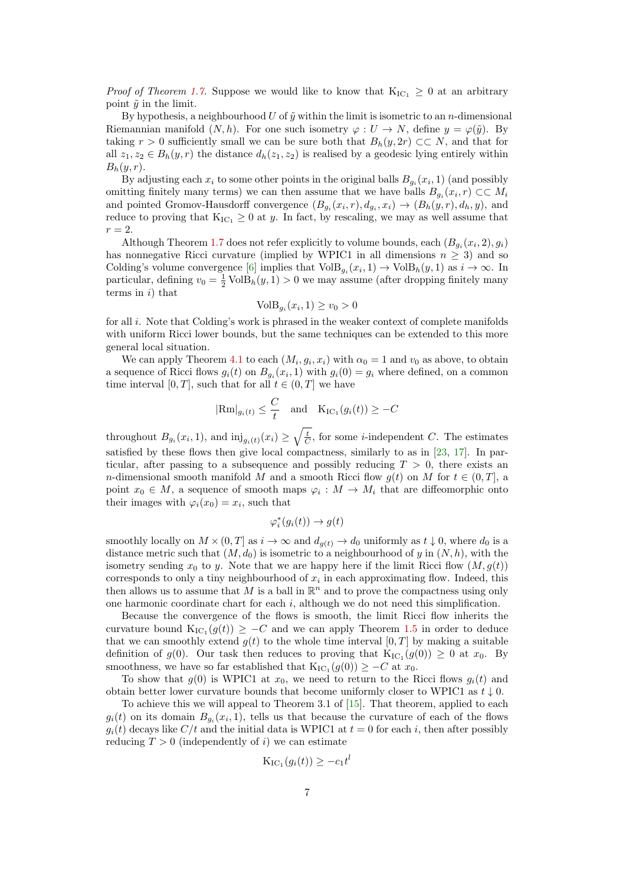*Proof of Theorem 1.7.* Suppose we would like to know that $\mathrm{K}_{\mathrm{IC}_1} \geq 0$ at an arbitrary point $\tilde{y}$ in the limit.

By hypothesis, a neighbourhood $U$ of $\tilde{y}$ within the limit is isometric to an $n$-dimensional Riemannian manifold $(N, h)$. For one such isometry $\varphi : U \to N$, define $y = \varphi(\tilde{y})$. By taking $r > 0$ sufficiently small we can be sure both that $B_h(y, 2r) \subset\subset N$, and that for all $z_1, z_2 \in B_h(y, r)$ the distance $d_h(z_1, z_2)$ is realised by a geodesic lying entirely within $B_h(y, r)$.

By adjusting each $x_i$ to some other points in the original balls $B_{g_i}(x_i, 1)$ (and possibly omitting finitely many terms) we can then assume that we have balls $B_{g_i}(x_i, r) \subset\subset M_i$ and pointed Gromov-Hausdorff convergence $(B_{g_i}(x_i, r), d_{g_i}, x_i) \to (B_h(y, r), d_h, y)$, and reduce to proving that $\mathrm{K}_{\mathrm{IC}_1} \geq 0$ at $y$. In fact, by rescaling, we may as well assume that $r = 2$.

Although Theorem 1.7 does not refer explicitly to volume bounds, each $(B_{g_i}(x_i, 2), g_i)$ has nonnegative Ricci curvature (implied by WPIC1 in all dimensions $n \geq 3$) and so Colding's volume convergence [6] implies that $\mathrm{VolB}_{g_i}(x_i, 1) \to \mathrm{VolB}_h(y, 1)$ as $i \to \infty$. In particular, defining $v_0 = \frac{1}{2}\mathrm{VolB}_h(y, 1) > 0$ we may assume (after dropping finitely many terms in $i$) that

$$\mathrm{VolB}_{g_i}(x_i, 1) \geq v_0 > 0$$

for all $i$. Note that Colding's work is phrased in the weaker context of complete manifolds with uniform Ricci lower bounds, but the same techniques can be extended to this more general local situation.

We can apply Theorem 4.1 to each $(M_i, g_i, x_i)$ with $\alpha_0 = 1$ and $v_0$ as above, to obtain a sequence of Ricci flows $g_i(t)$ on $B_{g_i}(x_i, 1)$ with $g_i(0) = g_i$ where defined, on a common time interval $[0, T]$, such that for all $t \in (0, T]$ we have

$$|\mathrm{Rm}|_{g_i(t)} \leq \frac{C}{t} \quad \text{and} \quad \mathrm{K}_{\mathrm{IC}_1}(g_i(t)) \geq -C$$

throughout $B_{g_i}(x_i, 1)$, and $\mathrm{inj}_{g_i(t)}(x_i) \geq \sqrt{\frac{t}{C}}$, for some $i$-independent $C$. The estimates satisfied by these flows then give local compactness, similarly to as in [23, 17]. In particular, after passing to a subsequence and possibly reducing $T > 0$, there exists an $n$-dimensional smooth manifold $M$ and a smooth Ricci flow $g(t)$ on $M$ for $t \in (0, T]$, a point $x_0 \in M$, a sequence of smooth maps $\varphi_i : M \to M_i$ that are diffeomorphic onto their images with $\varphi_i(x_0) = x_i$, such that

$$\varphi_i^*(g_i(t)) \to g(t)$$

smoothly locally on $M \times (0, T]$ as $i \to \infty$ and $d_{g(t)} \to d_0$ uniformly as $t \downarrow 0$, where $d_0$ is a distance metric such that $(M, d_0)$ is isometric to a neighbourhood of $y$ in $(N, h)$, with the isometry sending $x_0$ to $y$. Note that we are happy here if the limit Ricci flow $(M, g(t))$ corresponds to only a tiny neighbourhood of $x_i$ in each approximating flow. Indeed, this then allows us to assume that $M$ is a ball in $\mathbb{R}^n$ and to prove the compactness using only one harmonic coordinate chart for each $i$, although we do not need this simplification.

Because the convergence of the flows is smooth, the limit Ricci flow inherits the curvature bound $\mathrm{K}_{\mathrm{IC}_1}(g(t)) \geq -C$ and we can apply Theorem 1.5 in order to deduce that we can smoothly extend $g(t)$ to the whole time interval $[0, T]$ by making a suitable definition of $g(0)$. Our task then reduces to proving that $\mathrm{K}_{\mathrm{IC}_1}(g(0)) \geq 0$ at $x_0$. By smoothness, we have so far established that $\mathrm{K}_{\mathrm{IC}_1}(g(0)) \geq -C$ at $x_0$.

To show that $g(0)$ is WPIC1 at $x_0$, we need to return to the Ricci flows $g_i(t)$ and obtain better lower curvature bounds that become uniformly closer to WPIC1 as $t \downarrow 0$.

To achieve this we will appeal to Theorem 3.1 of [15]. That theorem, applied to each $g_i(t)$ on its domain $B_{g_i}(x_i, 1)$, tells us that because the curvature of each of the flows $g_i(t)$ decays like $C/t$ and the initial data is WPIC1 at $t = 0$ for each $i$, then after possibly reducing $T > 0$ (independently of $i$) we can estimate

$$\mathrm{K}_{\mathrm{IC}_1}(g_i(t)) \geq -c_1 t^l$$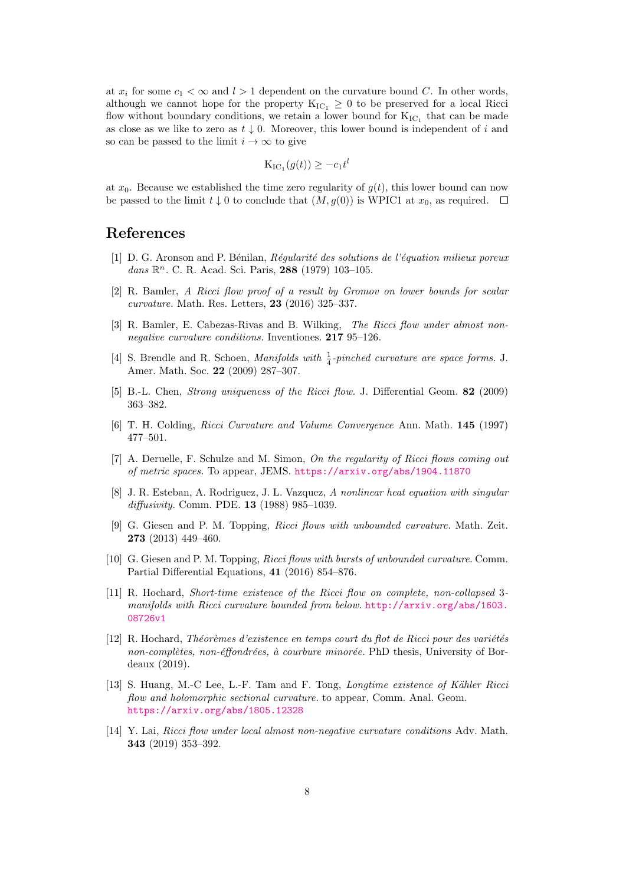at $x_i$ for some $c_1 < \infty$ and $l > 1$ dependent on the curvature bound $C$. In other words, although we cannot hope for the property $\mathrm{K}_{\mathrm{IC}_1} \geq 0$ to be preserved for a local Ricci flow without boundary conditions, we retain a lower bound for $\mathrm{K}_{\mathrm{IC}_1}$ that can be made as close as we like to zero as $t \downarrow 0$. Moreover, this lower bound is independent of $i$ and so can be passed to the limit $i \to \infty$ to give

$$\mathrm{K}_{\mathrm{IC}_1}(g(t)) \geq -c_1 t^l$$

at $x_0$. Because we established the time zero regularity of $g(t)$, this lower bound can now be passed to the limit $t \downarrow 0$ to conclude that $(M, g(0))$ is WPIC1 at $x_0$, as required. □

## References

[1] D. G. Aronson and P. Bénilan, *Régularité des solutions de l'équation milieux poreux dans $\mathbb{R}^n$*. C. R. Acad. Sci. Paris, **288** (1979) 103–105.

[2] R. Bamler, *A Ricci flow proof of a result by Gromov on lower bounds for scalar curvature.* Math. Res. Letters, **23** (2016) 325–337.

[3] R. Bamler, E. Cabezas-Rivas and B. Wilking, *The Ricci flow under almost non-negative curvature conditions.* Inventiones. **217** 95–126.

[4] S. Brendle and R. Schoen, *Manifolds with $\frac{1}{4}$-pinched curvature are space forms.* J. Amer. Math. Soc. **22** (2009) 287–307.

[5] B.-L. Chen, *Strong uniqueness of the Ricci flow.* J. Differential Geom. **82** (2009) 363–382.

[6] T. H. Colding, *Ricci Curvature and Volume Convergence* Ann. Math. **145** (1997) 477–501.

[7] A. Deruelle, F. Schulze and M. Simon, *On the regularity of Ricci flows coming out of metric spaces.* To appear, JEMS. https://arxiv.org/abs/1904.11870

[8] J. R. Esteban, A. Rodriguez, J. L. Vazquez, *A nonlinear heat equation with singular diffusivity.* Comm. PDE. **13** (1988) 985–1039.

[9] G. Giesen and P. M. Topping, *Ricci flows with unbounded curvature.* Math. Zeit. **273** (2013) 449–460.

[10] G. Giesen and P. M. Topping, *Ricci flows with bursts of unbounded curvature.* Comm. Partial Differential Equations, **41** (2016) 854–876.

[11] R. Hochard, *Short-time existence of the Ricci flow on complete, non-collapsed 3-manifolds with Ricci curvature bounded from below.* http://arxiv.org/abs/1603.08726v1

[12] R. Hochard, *Théorèmes d'existence en temps court du flot de Ricci pour des variétés non-complètes, non-éffondrées, à courbure minorée.* PhD thesis, University of Bordeaux (2019).

[13] S. Huang, M.-C Lee, L.-F. Tam and F. Tong, *Longtime existence of Kähler Ricci flow and holomorphic sectional curvature.* to appear, Comm. Anal. Geom. https://arxiv.org/abs/1805.12328

[14] Y. Lai, *Ricci flow under local almost non-negative curvature conditions* Adv. Math. **343** (2019) 353–392.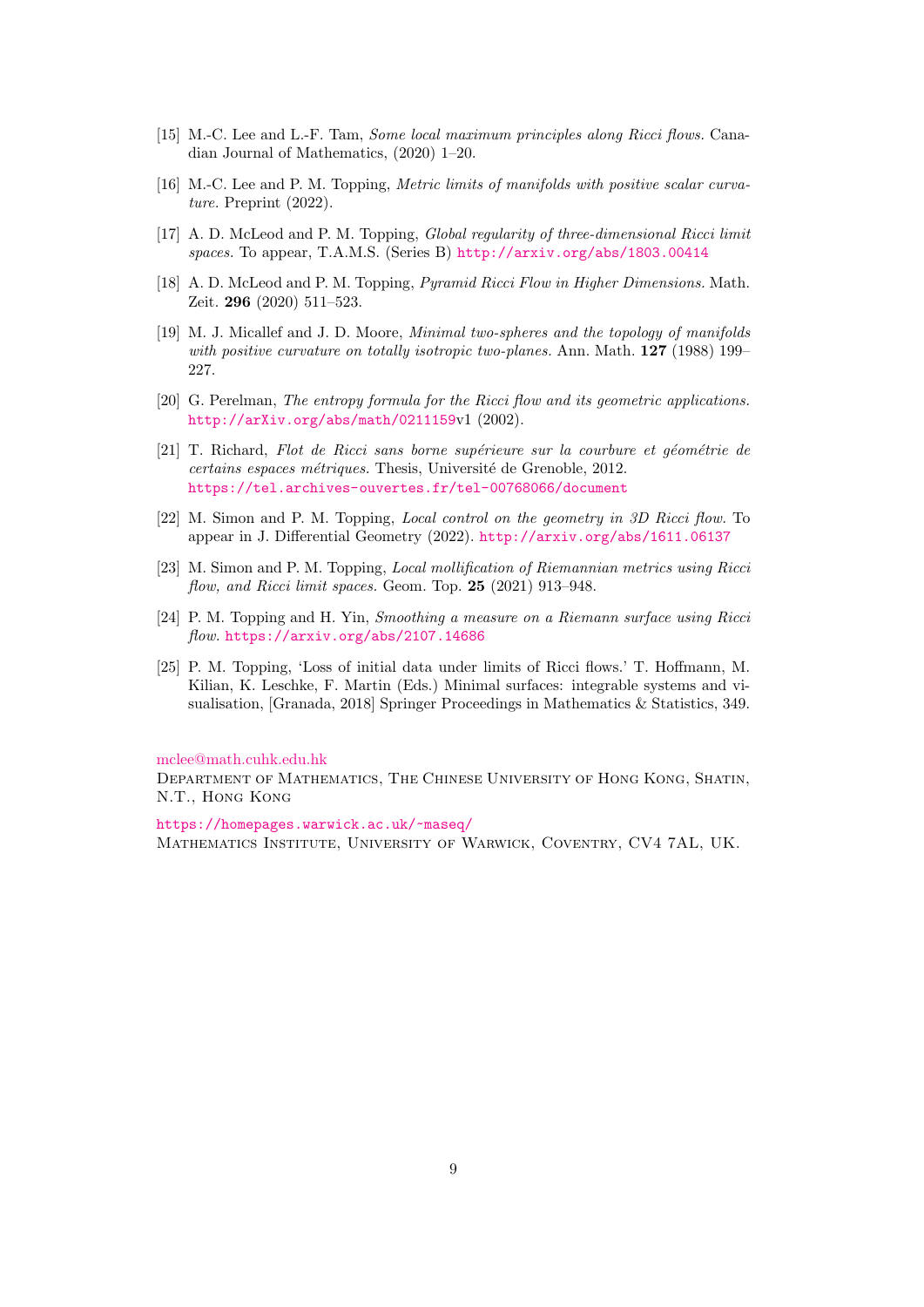[15] M.-C. Lee and L.-F. Tam, *Some local maximum principles along Ricci flows.* Canadian Journal of Mathematics, (2020) 1–20.

[16] M.-C. Lee and P. M. Topping, *Metric limits of manifolds with positive scalar curvature.* Preprint (2022).

[17] A. D. McLeod and P. M. Topping, *Global regularity of three-dimensional Ricci limit spaces.* To appear, T.A.M.S. (Series B) http://arxiv.org/abs/1803.00414

[18] A. D. McLeod and P. M. Topping, *Pyramid Ricci Flow in Higher Dimensions.* Math. Zeit. **296** (2020) 511–523.

[19] M. J. Micallef and J. D. Moore, *Minimal two-spheres and the topology of manifolds with positive curvature on totally isotropic two-planes.* Ann. Math. **127** (1988) 199–227.

[20] G. Perelman, *The entropy formula for the Ricci flow and its geometric applications.* http://arXiv.org/abs/math/0211159v1 (2002).

[21] T. Richard, *Flot de Ricci sans borne supérieure sur la courbure et géométrie de certains espaces métriques.* Thesis, Université de Grenoble, 2012. https://tel.archives-ouvertes.fr/tel-00768066/document

[22] M. Simon and P. M. Topping, *Local control on the geometry in 3D Ricci flow.* To appear in J. Differential Geometry (2022). http://arxiv.org/abs/1611.06137

[23] M. Simon and P. M. Topping, *Local mollification of Riemannian metrics using Ricci flow, and Ricci limit spaces.* Geom. Top. **25** (2021) 913–948.

[24] P. M. Topping and H. Yin, *Smoothing a measure on a Riemann surface using Ricci flow.* https://arxiv.org/abs/2107.14686

[25] P. M. Topping, 'Loss of initial data under limits of Ricci flows.' T. Hoffmann, M. Kilian, K. Leschke, F. Martin (Eds.) Minimal surfaces: integrable systems and visualisation, [Granada, 2018] Springer Proceedings in Mathematics & Statistics, 349.

mclee@math.cuhk.edu.hk
Department of Mathematics, The Chinese University of Hong Kong, Shatin, N.T., Hong Kong

https://homepages.warwick.ac.uk/~maseq/
Mathematics Institute, University of Warwick, Coventry, CV4 7AL, UK.